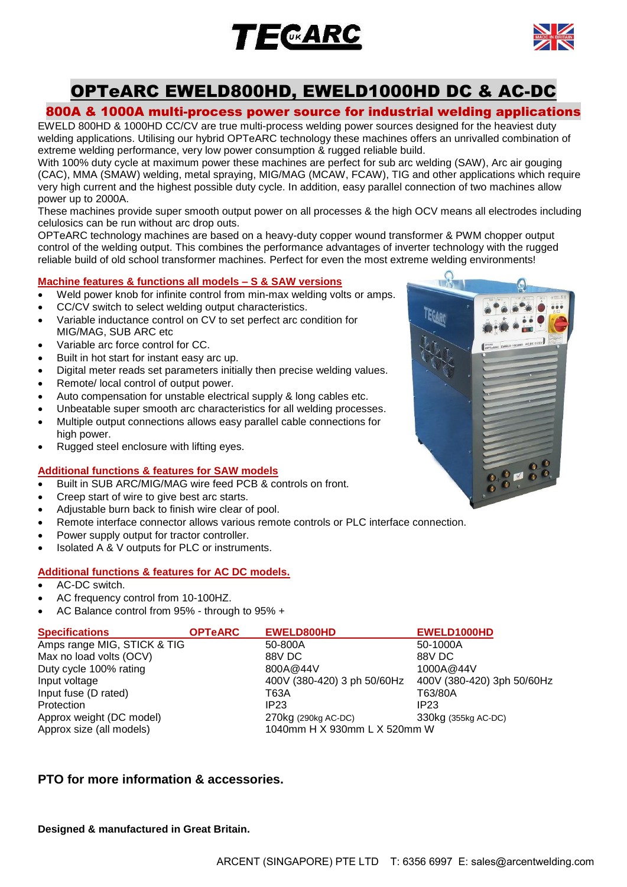# OPTeARC EWELD800HD, EWELD1000HD DC & AC-DC

## 800A & 1000A multi-process power source for industrial welding applications

EWELD 800HD & 1000HD CC/CV are true multi-process welding power sources designed for the heaviest duty welding applications. Utilising our hybrid OPTeARC technology these machines offers an unrivalled combination of extreme welding performance, very low power consumption & rugged reliable build.

With 100% duty cycle at maximum power these machines are perfect for sub arc welding (SAW), Arc air gouging (CAC), MMA (SMAW) welding, metal spraying, MIG/MAG (MCAW, FCAW), TIG and other applications which require very high current and the highest possible duty cycle. In addition, easy parallel connection of two machines allow power up to 2000A.

These machines provide super smooth output power on all processes & the high OCV means all electrodes including celulosics can be run without arc drop outs.

OPTeARC technology machines are based on a heavy-duty copper wound transformer & PWM chopper output control of the welding output. This combines the performance advantages of inverter technology with the rugged reliable build of old school transformer machines. Perfect for even the most extreme welding environments!

### Machine features & functions all models – S & SAW versions

- Weld power knob for infinite control from min-max welding volts or amps.
- CC/CV switch to select welding output characteristics.
- Variable inductance control on CV to set perfect arc condition for MIG/MAG, SUB ARC etc
- Variable arc force control for CC.
- Built in hot start for instant easy arc up.
- Digital meter reads set parameters initially then precise welding values.
- Remote/ local control of output power.
- Auto compensation for unstable electrical supply & long cables etc.
- Unbeatable super smooth arc characteristics for all welding processes.
- Multiple output connections allows easy parallel cable connections for high power.
- Rugged steel enclosure with lifting eyes.

### Additional functions & features for SAW models

- Built in SUB ARC/MIG/MAG wire feed PCB & controls on front.
- Creep start of wire to give best arc starts.
- Adjustable burn back to finish wire clear of pool.
- Remote interface connector allows various remote controls or PLC interface connection.
- Power supply output for tractor controller.
- Isolated A & V outputs for PLC or instruments.

### Additional functions & features for AC DC models.

- AC-DC switch.
- AC frequency control from 10-100HZ.
- AC Balance control from 95% - through to 95% +

| Specifications OPTeARC | EWELD800HD | EWELD1000HD |
|---|---|---|
| Amps range MIG, STICK & TIG | 50-800A | 50-1000A |
| Max no load volts (OCV) | 88V DC | 88V DC |
| Duty cycle 100% rating | 800A@44V | 1000A@44V |
| Input voltage | 400V (380-420) 3 ph 50/60Hz | 400V (380-420) 3ph 50/60Hz |
| Input fuse (D rated) | T63A | T63/80A |
| Protection | IP23 | IP23 |
| Approx weight (DC model) | 270kg (290kg AC-DC) | 330kg (355kg AC-DC) |
| Approx size (all models) | 1040mm H X 930mm L X 520mm W | |

**PTO for more information & accessories.**

**Designed & manufactured in Great Britain.**

ARCENT (SINGAPORE) PTE LTD T: 6356 6997 E: sales@arcentwelding.com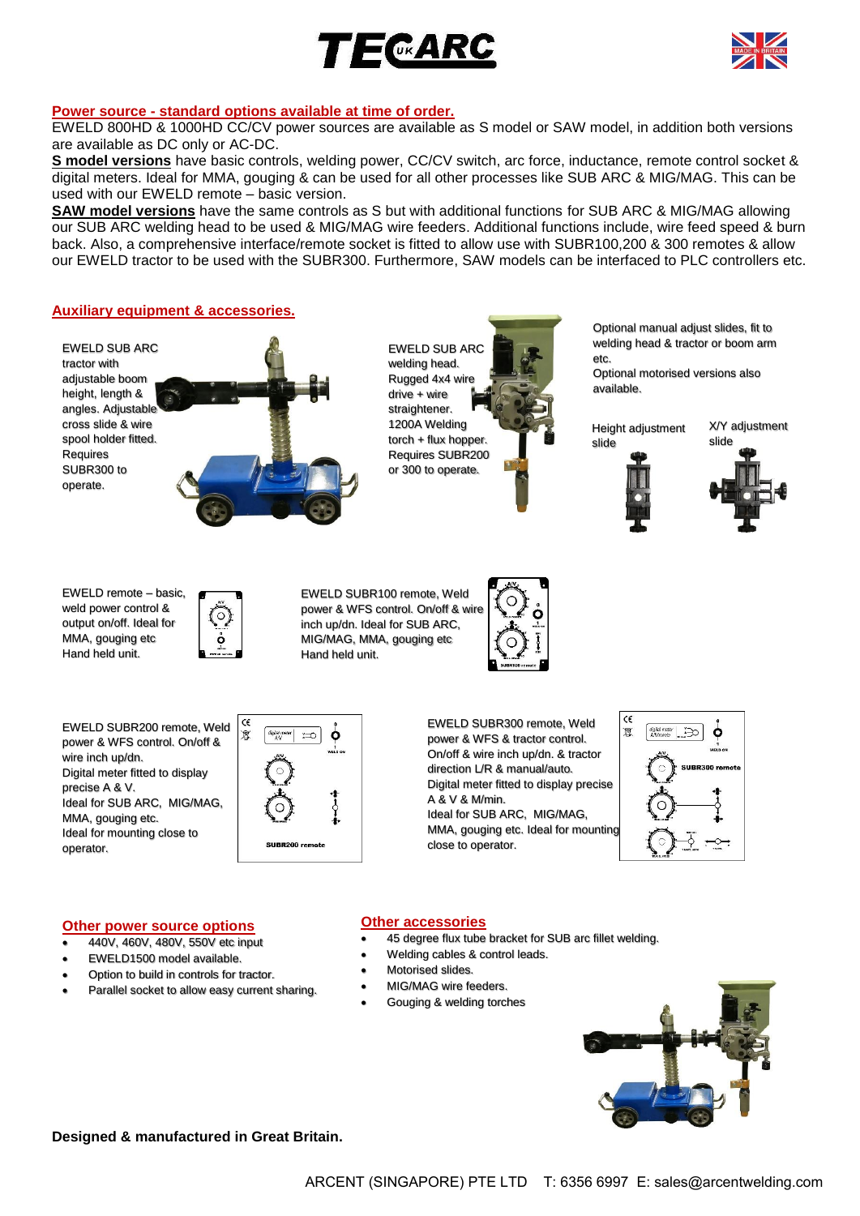## Power source - standard options available at time of order.

EWELD 800HD & 1000HD CC/CV power sources are available as S model or SAW model, in addition both versions are available as DC only or AC-DC.

**S model versions** have basic controls, welding power, CC/CV switch, arc force, inductance, remote control socket & digital meters. Ideal for MMA, gouging & can be used for all other processes like SUB ARC & MIG/MAG. This can be used with our EWELD remote – basic version.

**SAW model versions** have the same controls as S but with additional functions for SUB ARC & MIG/MAG allowing our SUB ARC welding head to be used & MIG/MAG wire feeders. Additional functions include, wire feed speed & burn back. Also, a comprehensive interface/remote socket is fitted to allow use with SUBR100,200 & 300 remotes & allow our EWELD tractor to be used with the SUBR300. Furthermore, SAW models can be interfaced to PLC controllers etc.

## Auxiliary equipment & accessories.

EWELD SUB ARC tractor with adjustable boom height, length & angles. Adjustable cross slide & wire spool holder fitted. Requires SUBR300 to operate.

EWELD SUB ARC welding head. Rugged 4x4 wire drive + wire straightener. 1200A Welding torch + flux hopper. Requires SUBR200 or 300 to operate.

Optional manual adjust slides, fit to welding head & tractor or boom arm etc.
Optional motorised versions also available.

Height adjustment slide

X/Y adjustment slide

EWELD remote – basic, weld power control & output on/off. Ideal for MMA, gouging etc
Hand held unit.

EWELD SUBR100 remote, Weld power & WFS control. On/off & wire inch up/dn. Ideal for SUB ARC, MIG/MAG, MMA, gouging etc
Hand held unit.

EWELD SUBR200 remote, Weld power & WFS control. On/off & wire inch up/dn.
Digital meter fitted to display precise A & V.
Ideal for SUB ARC, MIG/MAG, MMA, gouging etc.
Ideal for mounting close to operator.

EWELD SUBR300 remote, Weld power & WFS & tractor control.
On/off & wire inch up/dn. & tractor direction L/R & manual/auto.
Digital meter fitted to display precise A & V & M/min.
Ideal for SUB ARC, MIG/MAG, MMA, gouging etc. Ideal for mounting close to operator.

## Other power source options

- 440V, 460V, 480V, 550V etc input
- EWELD1500 model available.
- Option to build in controls for tractor.
- Parallel socket to allow easy current sharing.

## Other accessories

- 45 degree flux tube bracket for SUB arc fillet welding.
- Welding cables & control leads.
- Motorised slides.
- MIG/MAG wire feeders.
- Gouging & welding torches

**Designed & manufactured in Great Britain.**

ARCENT (SINGAPORE) PTE LTD T: 6356 6997 E: sales@arcentwelding.com